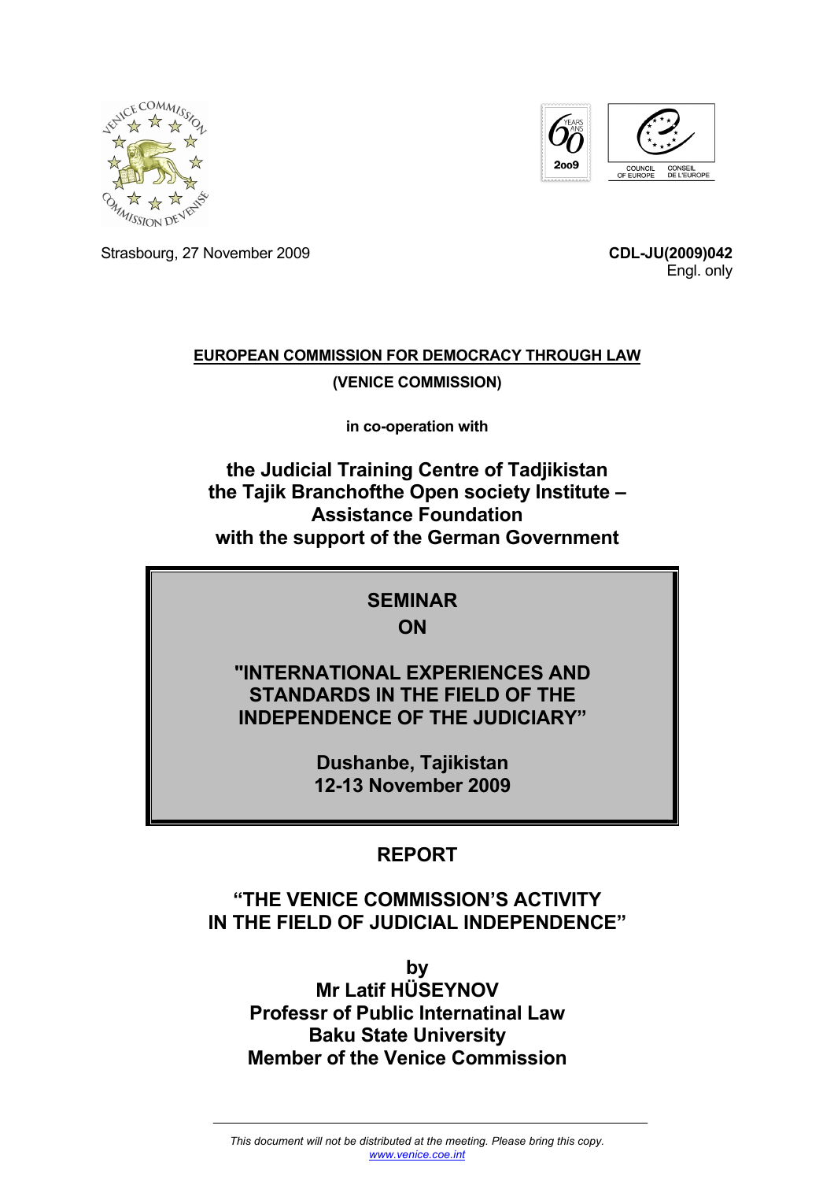Strasbourg, 27 November 2009

**CDL-JU(2009)042**
Engl. only

**EUROPEAN COMMISSION FOR DEMOCRACY THROUGH LAW**

**(VENICE COMMISSION)**

**in co-operation with**

**the Judicial Training Centre of Tadjikistan**
**the Tajik Branchofthe Open society Institute – Assistance Foundation**
**with the support of the German Government**

# SEMINAR ON

# "INTERNATIONAL EXPERIENCES AND STANDARDS IN THE FIELD OF THE INDEPENDENCE OF THE JUDICIARY"

**Dushanbe, Tajikistan**
**12-13 November 2009**

## REPORT

## "THE VENICE COMMISSION'S ACTIVITY IN THE FIELD OF JUDICIAL INDEPENDENCE"

**by**
**Mr Latif HÜSEYNOV**
**Professr of Public Internatinal Law**
**Baku State University**
**Member of the Venice Commission**

*This document will not be distributed at the meeting. Please bring this copy.*
*www.venice.coe.int*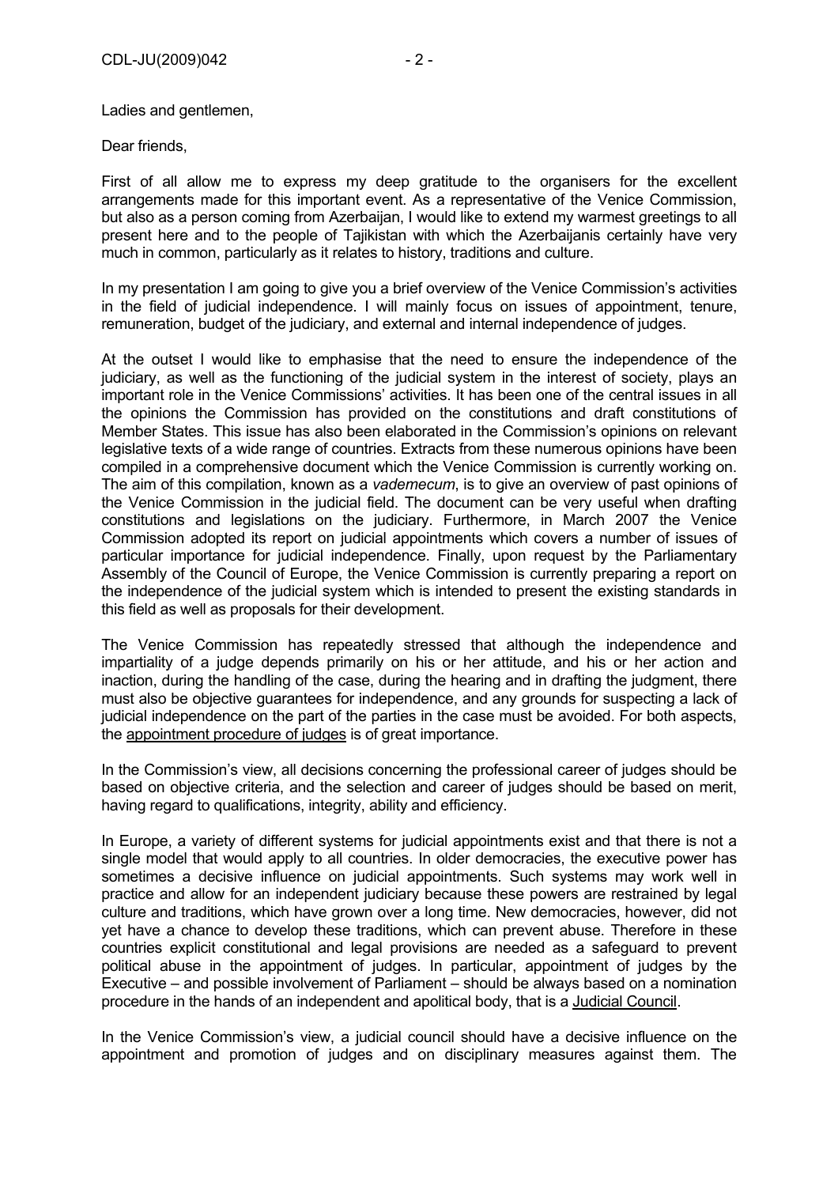Ladies and gentlemen,

Dear friends,

First of all allow me to express my deep gratitude to the organisers for the excellent arrangements made for this important event. As a representative of the Venice Commission, but also as a person coming from Azerbaijan, I would like to extend my warmest greetings to all present here and to the people of Tajikistan with which the Azerbaijanis certainly have very much in common, particularly as it relates to history, traditions and culture.

In my presentation I am going to give you a brief overview of the Venice Commission's activities in the field of judicial independence. I will mainly focus on issues of appointment, tenure, remuneration, budget of the judiciary, and external and internal independence of judges.

At the outset I would like to emphasise that the need to ensure the independence of the judiciary, as well as the functioning of the judicial system in the interest of society, plays an important role in the Venice Commissions' activities. It has been one of the central issues in all the opinions the Commission has provided on the constitutions and draft constitutions of Member States. This issue has also been elaborated in the Commission's opinions on relevant legislative texts of a wide range of countries. Extracts from these numerous opinions have been compiled in a comprehensive document which the Venice Commission is currently working on. The aim of this compilation, known as a *vademecum*, is to give an overview of past opinions of the Venice Commission in the judicial field. The document can be very useful when drafting constitutions and legislations on the judiciary. Furthermore, in March 2007 the Venice Commission adopted its report on judicial appointments which covers a number of issues of particular importance for judicial independence. Finally, upon request by the Parliamentary Assembly of the Council of Europe, the Venice Commission is currently preparing a report on the independence of the judicial system which is intended to present the existing standards in this field as well as proposals for their development.

The Venice Commission has repeatedly stressed that although the independence and impartiality of a judge depends primarily on his or her attitude, and his or her action and inaction, during the handling of the case, during the hearing and in drafting the judgment, there must also be objective guarantees for independence, and any grounds for suspecting a lack of judicial independence on the part of the parties in the case must be avoided. For both aspects, the appointment procedure of judges is of great importance.

In the Commission's view, all decisions concerning the professional career of judges should be based on objective criteria, and the selection and career of judges should be based on merit, having regard to qualifications, integrity, ability and efficiency.

In Europe, a variety of different systems for judicial appointments exist and that there is not a single model that would apply to all countries. In older democracies, the executive power has sometimes a decisive influence on judicial appointments. Such systems may work well in practice and allow for an independent judiciary because these powers are restrained by legal culture and traditions, which have grown over a long time. New democracies, however, did not yet have a chance to develop these traditions, which can prevent abuse. Therefore in these countries explicit constitutional and legal provisions are needed as a safeguard to prevent political abuse in the appointment of judges. In particular, appointment of judges by the Executive – and possible involvement of Parliament – should be always based on a nomination procedure in the hands of an independent and apolitical body, that is a Judicial Council.

In the Venice Commission's view, a judicial council should have a decisive influence on the appointment and promotion of judges and on disciplinary measures against them. The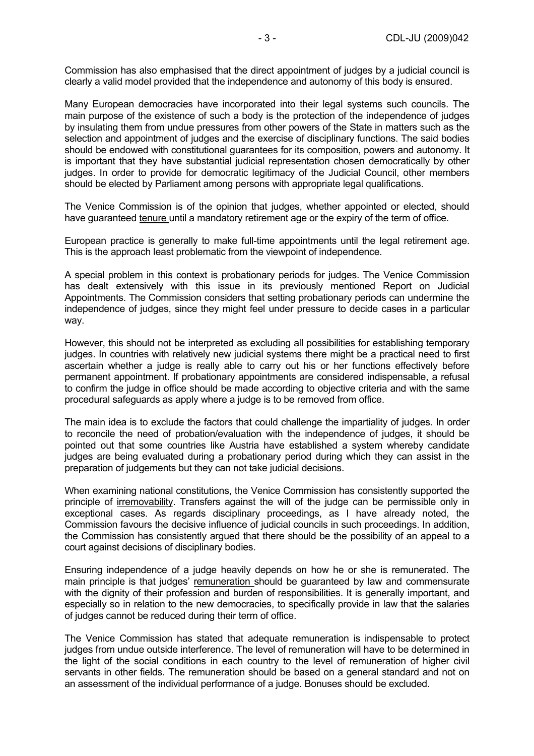Commission has also emphasised that the direct appointment of judges by a judicial council is clearly a valid model provided that the independence and autonomy of this body is ensured.

Many European democracies have incorporated into their legal systems such councils. The main purpose of the existence of such a body is the protection of the independence of judges by insulating them from undue pressures from other powers of the State in matters such as the selection and appointment of judges and the exercise of disciplinary functions. The said bodies should be endowed with constitutional guarantees for its composition, powers and autonomy. It is important that they have substantial judicial representation chosen democratically by other judges. In order to provide for democratic legitimacy of the Judicial Council, other members should be elected by Parliament among persons with appropriate legal qualifications.

The Venice Commission is of the opinion that judges, whether appointed or elected, should have guaranteed <u>tenure</u> until a mandatory retirement age or the expiry of the term of office.

European practice is generally to make full-time appointments until the legal retirement age. This is the approach least problematic from the viewpoint of independence.

A special problem in this context is probationary periods for judges. The Venice Commission has dealt extensively with this issue in its previously mentioned Report on Judicial Appointments. The Commission considers that setting probationary periods can undermine the independence of judges, since they might feel under pressure to decide cases in a particular way.

However, this should not be interpreted as excluding all possibilities for establishing temporary judges. In countries with relatively new judicial systems there might be a practical need to first ascertain whether a judge is really able to carry out his or her functions effectively before permanent appointment. If probationary appointments are considered indispensable, a refusal to confirm the judge in office should be made according to objective criteria and with the same procedural safeguards as apply where a judge is to be removed from office.

The main idea is to exclude the factors that could challenge the impartiality of judges. In order to reconcile the need of probation/evaluation with the independence of judges, it should be pointed out that some countries like Austria have established a system whereby candidate judges are being evaluated during a probationary period during which they can assist in the preparation of judgements but they can not take judicial decisions.

When examining national constitutions, the Venice Commission has consistently supported the principle of <u>irremovability</u>. Transfers against the will of the judge can be permissible only in exceptional cases. As regards disciplinary proceedings, as I have already noted, the Commission favours the decisive influence of judicial councils in such proceedings. In addition, the Commission has consistently argued that there should be the possibility of an appeal to a court against decisions of disciplinary bodies.

Ensuring independence of a judge heavily depends on how he or she is remunerated. The main principle is that judges' <u>remuneration</u> should be guaranteed by law and commensurate with the dignity of their profession and burden of responsibilities. It is generally important, and especially so in relation to the new democracies, to specifically provide in law that the salaries of judges cannot be reduced during their term of office.

The Venice Commission has stated that adequate remuneration is indispensable to protect judges from undue outside interference. The level of remuneration will have to be determined in the light of the social conditions in each country to the level of remuneration of higher civil servants in other fields. The remuneration should be based on a general standard and not on an assessment of the individual performance of a judge. Bonuses should be excluded.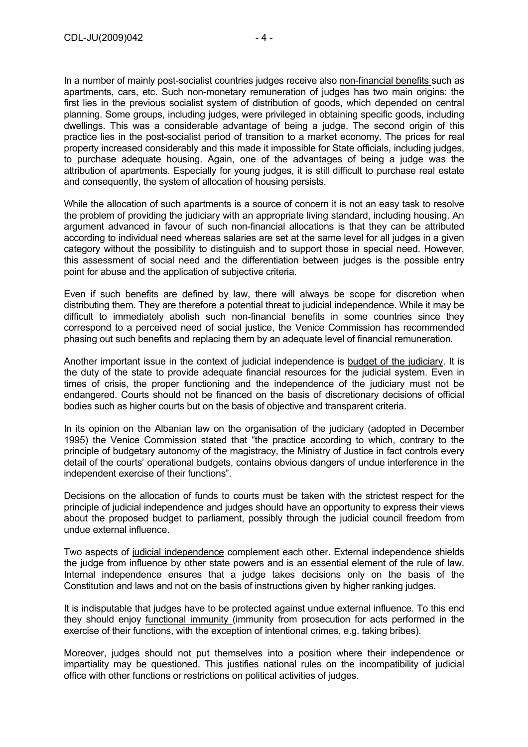In a number of mainly post-socialist countries judges receive also non-financial benefits such as apartments, cars, etc. Such non-monetary remuneration of judges has two main origins: the first lies in the previous socialist system of distribution of goods, which depended on central planning. Some groups, including judges, were privileged in obtaining specific goods, including dwellings. This was a considerable advantage of being a judge. The second origin of this practice lies in the post-socialist period of transition to a market economy. The prices for real property increased considerably and this made it impossible for State officials, including judges, to purchase adequate housing. Again, one of the advantages of being a judge was the attribution of apartments. Especially for young judges, it is still difficult to purchase real estate and consequently, the system of allocation of housing persists.

While the allocation of such apartments is a source of concern it is not an easy task to resolve the problem of providing the judiciary with an appropriate living standard, including housing. An argument advanced in favour of such non-financial allocations is that they can be attributed according to individual need whereas salaries are set at the same level for all judges in a given category without the possibility to distinguish and to support those in special need. However, this assessment of social need and the differentiation between judges is the possible entry point for abuse and the application of subjective criteria.

Even if such benefits are defined by law, there will always be scope for discretion when distributing them. They are therefore a potential threat to judicial independence. While it may be difficult to immediately abolish such non-financial benefits in some countries since they correspond to a perceived need of social justice, the Venice Commission has recommended phasing out such benefits and replacing them by an adequate level of financial remuneration.

Another important issue in the context of judicial independence is budget of the judiciary. It is the duty of the state to provide adequate financial resources for the judicial system. Even in times of crisis, the proper functioning and the independence of the judiciary must not be endangered. Courts should not be financed on the basis of discretionary decisions of official bodies such as higher courts but on the basis of objective and transparent criteria.

In its opinion on the Albanian law on the organisation of the judiciary (adopted in December 1995) the Venice Commission stated that "the practice according to which, contrary to the principle of budgetary autonomy of the magistracy, the Ministry of Justice in fact controls every detail of the courts' operational budgets, contains obvious dangers of undue interference in the independent exercise of their functions".

Decisions on the allocation of funds to courts must be taken with the strictest respect for the principle of judicial independence and judges should have an opportunity to express their views about the proposed budget to parliament, possibly through the judicial council freedom from undue external influence.

Two aspects of judicial independence complement each other. External independence shields the judge from influence by other state powers and is an essential element of the rule of law. Internal independence ensures that a judge takes decisions only on the basis of the Constitution and laws and not on the basis of instructions given by higher ranking judges.

It is indisputable that judges have to be protected against undue external influence. To this end they should enjoy functional immunity (immunity from prosecution for acts performed in the exercise of their functions, with the exception of intentional crimes, e.g. taking bribes).

Moreover, judges should not put themselves into a position where their independence or impartiality may be questioned. This justifies national rules on the incompatibility of judicial office with other functions or restrictions on political activities of judges.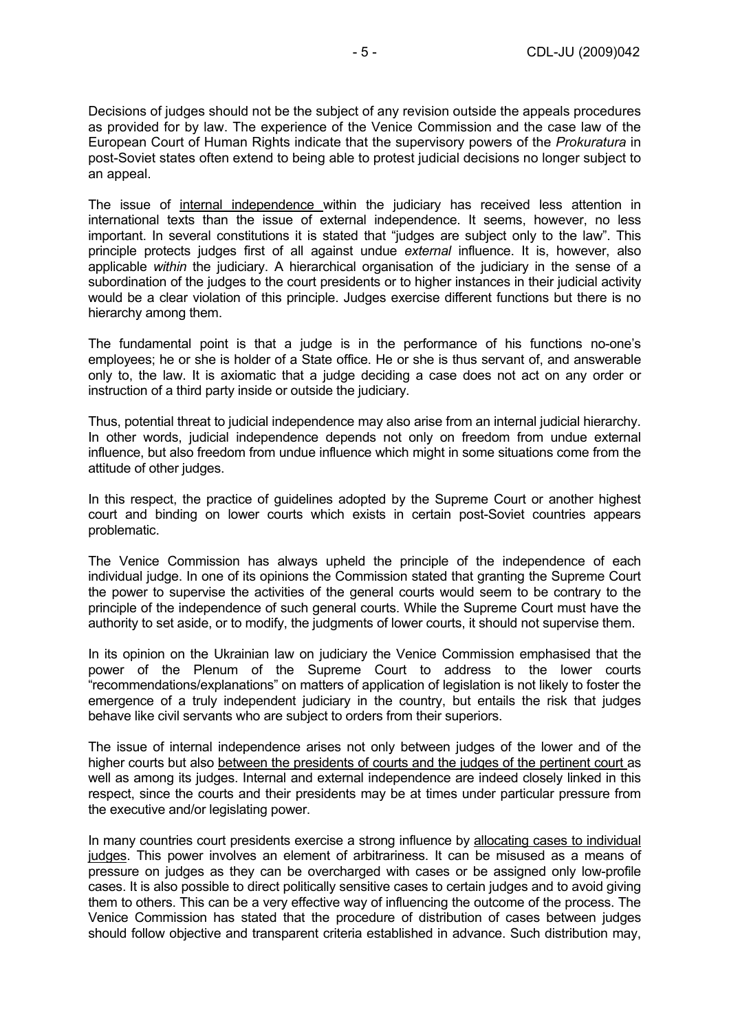Decisions of judges should not be the subject of any revision outside the appeals procedures as provided for by law. The experience of the Venice Commission and the case law of the European Court of Human Rights indicate that the supervisory powers of the *Prokuratura* in post-Soviet states often extend to being able to protest judicial decisions no longer subject to an appeal.

The issue of <u>internal independence</u> within the judiciary has received less attention in international texts than the issue of external independence. It seems, however, no less important. In several constitutions it is stated that "judges are subject only to the law". This principle protects judges first of all against undue *external* influence. It is, however, also applicable *within* the judiciary. A hierarchical organisation of the judiciary in the sense of a subordination of the judges to the court presidents or to higher instances in their judicial activity would be a clear violation of this principle. Judges exercise different functions but there is no hierarchy among them.

The fundamental point is that a judge is in the performance of his functions no-one's employees; he or she is holder of a State office. He or she is thus servant of, and answerable only to, the law. It is axiomatic that a judge deciding a case does not act on any order or instruction of a third party inside or outside the judiciary.

Thus, potential threat to judicial independence may also arise from an internal judicial hierarchy. In other words, judicial independence depends not only on freedom from undue external influence, but also freedom from undue influence which might in some situations come from the attitude of other judges.

In this respect, the practice of guidelines adopted by the Supreme Court or another highest court and binding on lower courts which exists in certain post-Soviet countries appears problematic.

The Venice Commission has always upheld the principle of the independence of each individual judge. In one of its opinions the Commission stated that granting the Supreme Court the power to supervise the activities of the general courts would seem to be contrary to the principle of the independence of such general courts. While the Supreme Court must have the authority to set aside, or to modify, the judgments of lower courts, it should not supervise them.

In its opinion on the Ukrainian law on judiciary the Venice Commission emphasised that the power of the Plenum of the Supreme Court to address to the lower courts "recommendations/explanations" on matters of application of legislation is not likely to foster the emergence of a truly independent judiciary in the country, but entails the risk that judges behave like civil servants who are subject to orders from their superiors.

The issue of internal independence arises not only between judges of the lower and of the higher courts but also <u>between the presidents of courts and the judges of the pertinent court</u> as well as among its judges. Internal and external independence are indeed closely linked in this respect, since the courts and their presidents may be at times under particular pressure from the executive and/or legislating power.

In many countries court presidents exercise a strong influence by <u>allocating cases to individual judges</u>. This power involves an element of arbitrariness. It can be misused as a means of pressure on judges as they can be overcharged with cases or be assigned only low-profile cases. It is also possible to direct politically sensitive cases to certain judges and to avoid giving them to others. This can be a very effective way of influencing the outcome of the process. The Venice Commission has stated that the procedure of distribution of cases between judges should follow objective and transparent criteria established in advance. Such distribution may,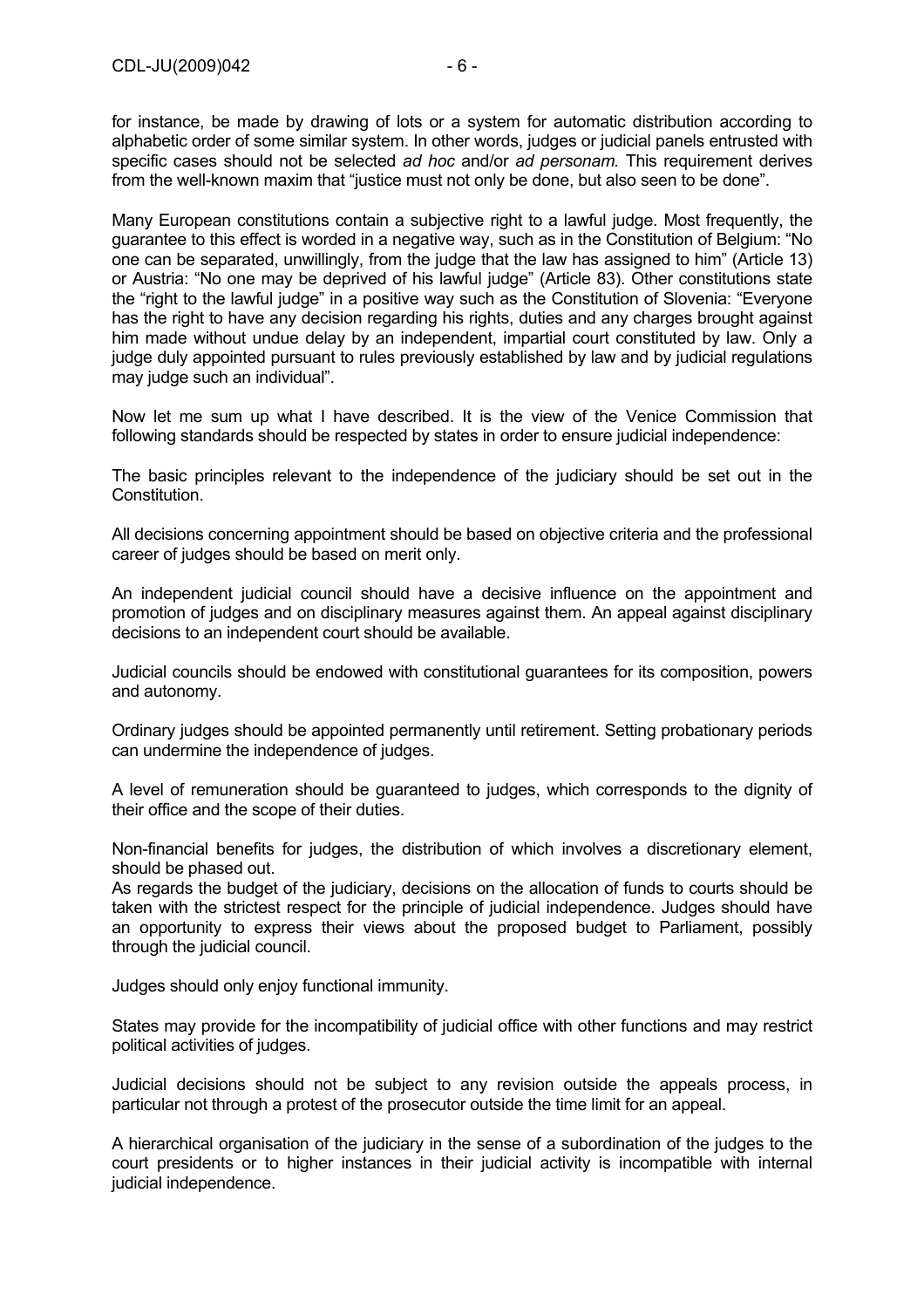for instance, be made by drawing of lots or a system for automatic distribution according to alphabetic order of some similar system. In other words, judges or judicial panels entrusted with specific cases should not be selected *ad hoc* and/or *ad personam.* This requirement derives from the well-known maxim that "justice must not only be done, but also seen to be done".

Many European constitutions contain a subjective right to a lawful judge. Most frequently, the guarantee to this effect is worded in a negative way, such as in the Constitution of Belgium: "No one can be separated, unwillingly, from the judge that the law has assigned to him" (Article 13) or Austria: "No one may be deprived of his lawful judge" (Article 83). Other constitutions state the "right to the lawful judge" in a positive way such as the Constitution of Slovenia: "Everyone has the right to have any decision regarding his rights, duties and any charges brought against him made without undue delay by an independent, impartial court constituted by law. Only a judge duly appointed pursuant to rules previously established by law and by judicial regulations may judge such an individual".

Now let me sum up what I have described. It is the view of the Venice Commission that following standards should be respected by states in order to ensure judicial independence:

The basic principles relevant to the independence of the judiciary should be set out in the Constitution.

All decisions concerning appointment should be based on objective criteria and the professional career of judges should be based on merit only.

An independent judicial council should have a decisive influence on the appointment and promotion of judges and on disciplinary measures against them. An appeal against disciplinary decisions to an independent court should be available.

Judicial councils should be endowed with constitutional guarantees for its composition, powers and autonomy.

Ordinary judges should be appointed permanently until retirement. Setting probationary periods can undermine the independence of judges.

A level of remuneration should be guaranteed to judges, which corresponds to the dignity of their office and the scope of their duties.

Non-financial benefits for judges, the distribution of which involves a discretionary element, should be phased out.
As regards the budget of the judiciary, decisions on the allocation of funds to courts should be taken with the strictest respect for the principle of judicial independence. Judges should have an opportunity to express their views about the proposed budget to Parliament, possibly through the judicial council.

Judges should only enjoy functional immunity.

States may provide for the incompatibility of judicial office with other functions and may restrict political activities of judges.

Judicial decisions should not be subject to any revision outside the appeals process, in particular not through a protest of the prosecutor outside the time limit for an appeal.

A hierarchical organisation of the judiciary in the sense of a subordination of the judges to the court presidents or to higher instances in their judicial activity is incompatible with internal judicial independence.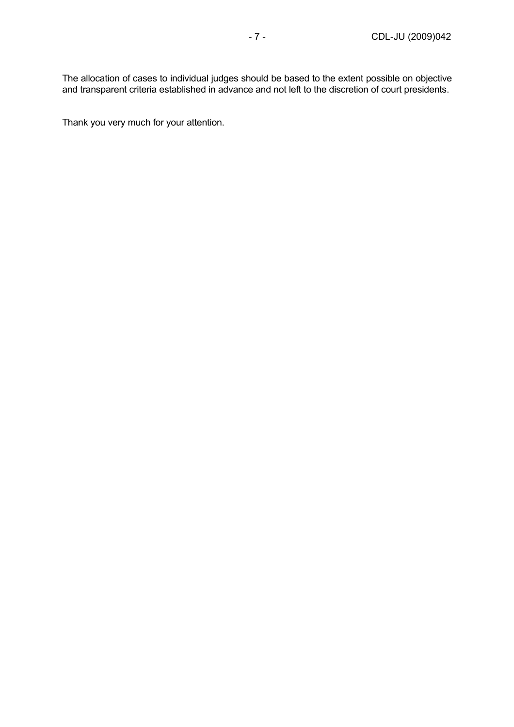The allocation of cases to individual judges should be based to the extent possible on objective and transparent criteria established in advance and not left to the discretion of court presidents.

Thank you very much for your attention.